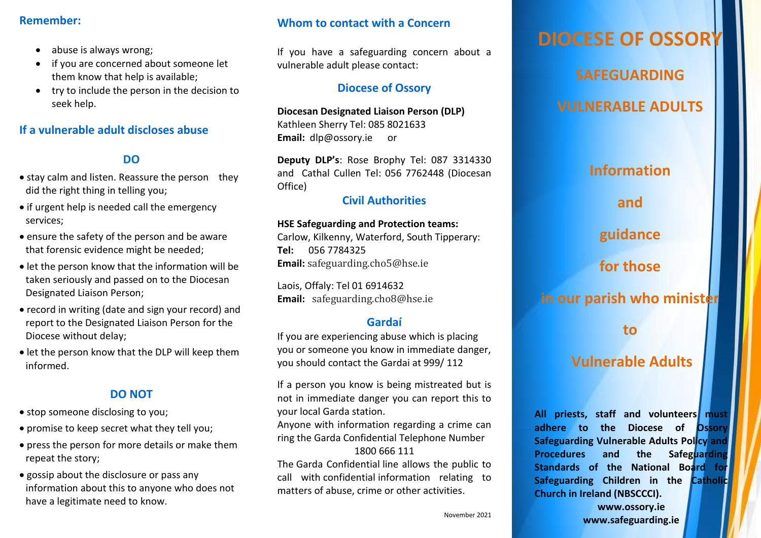## Remember:

- abuse is always wrong;
- if you are concerned about someone let them know that help is available;
- try to include the person in the decision to seek help.

## If a vulnerable adult discloses abuse

### DO

- stay calm and listen. Reassure the person they did the right thing in telling you;
- if urgent help is needed call the emergency services;
- ensure the safety of the person and be aware that forensic evidence might be needed;
- let the person know that the information will be taken seriously and passed on to the Diocesan Designated Liaison Person;
- record in writing (date and sign your record) and report to the Designated Liaison Person for the Diocese without delay;
- let the person know that the DLP will keep them informed.

### DO NOT

- stop someone disclosing to you;
- promise to keep secret what they tell you;
- press the person for more details or make them repeat the story;
- gossip about the disclosure or pass any information about this to anyone who does not have a legitimate need to know.

## Whom to contact with a Concern

If you have a safeguarding concern about a vulnerable adult please contact:

### Diocese of Ossory

**Diocesan Designated Liaison Person (DLP)**
Kathleen Sherry Tel: 085 8021633
**Email:** dlp@ossory.ie or

**Deputy DLP's**: Rose Brophy Tel: 087 3314330 and Cathal Cullen Tel: 056 7762448 (Diocesan Office)

### Civil Authorities

**HSE Safeguarding and Protection teams:**
Carlow, Kilkenny, Waterford, South Tipperary:
**Tel:** 056 7784325
**Email:** safeguarding.cho5@hse.ie

Laois, Offaly: Tel 01 6914632
**Email:** safeguarding.cho8@hse.ie

### Gardaí

If you are experiencing abuse which is placing you or someone you know in immediate danger, you should contact the Gardai at 999/ 112

If a person you know is being mistreated but is not in immediate danger you can report this to your local Garda station.
Anyone with information regarding a crime can ring the Garda Confidential Telephone Number
1800 666 111
The Garda Confidential line allows the public to call with confidential information relating to matters of abuse, crime or other activities.

November 2021

# DIOCESE OF OSSORY

## SAFEGUARDING VULNERABLE ADULTS

## Information and guidance for those in our parish who minister to Vulnerable Adults

**All priests, staff and volunteers must adhere to the Diocese of Ossory Safeguarding Vulnerable Adults Policy and Procedures and the Safeguarding Standards of the National Board for Safeguarding Children in the Catholic Church in Ireland (NBSCCCI).**

**www.ossory.ie**
**www.safeguarding.ie**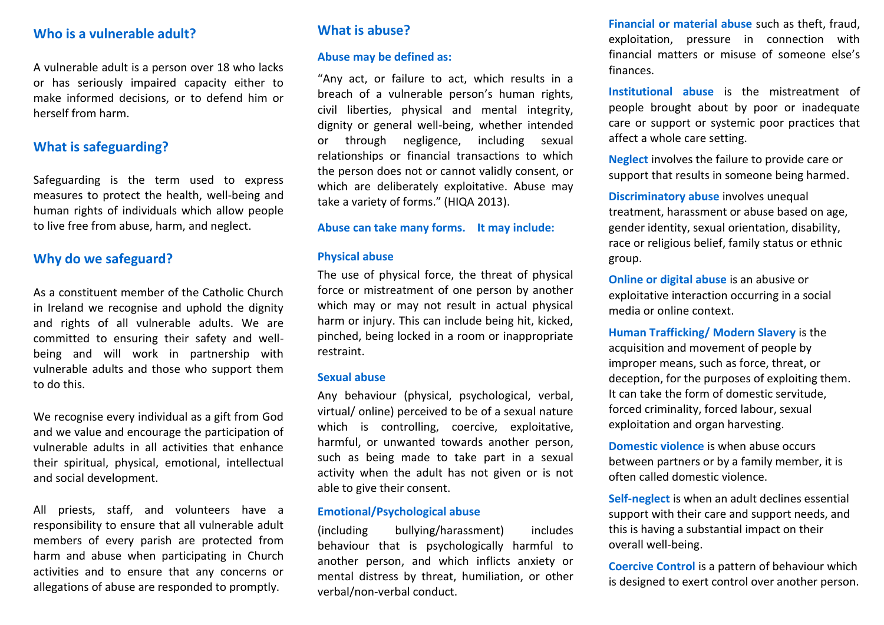## Who is a vulnerable adult?

A vulnerable adult is a person over 18 who lacks or has seriously impaired capacity either to make informed decisions, or to defend him or herself from harm.

## What is safeguarding?

Safeguarding is the term used to express measures to protect the health, well-being and human rights of individuals which allow people to live free from abuse, harm, and neglect.

## Why do we safeguard?

As a constituent member of the Catholic Church in Ireland we recognise and uphold the dignity and rights of all vulnerable adults. We are committed to ensuring their safety and well-being and will work in partnership with vulnerable adults and those who support them to do this.

We recognise every individual as a gift from God and we value and encourage the participation of vulnerable adults in all activities that enhance their spiritual, physical, emotional, intellectual and social development.

All priests, staff, and volunteers have a responsibility to ensure that all vulnerable adult members of every parish are protected from harm and abuse when participating in Church activities and to ensure that any concerns or allegations of abuse are responded to promptly.

## What is abuse?

### Abuse may be defined as:

"Any act, or failure to act, which results in a breach of a vulnerable person's human rights, civil liberties, physical and mental integrity, dignity or general well-being, whether intended or through negligence, including sexual relationships or financial transactions to which the person does not or cannot validly consent, or which are deliberately exploitative. Abuse may take a variety of forms." (HIQA 2013).

### Abuse can take many forms. It may include:

### Physical abuse

The use of physical force, the threat of physical force or mistreatment of one person by another which may or may not result in actual physical harm or injury. This can include being hit, kicked, pinched, being locked in a room or inappropriate restraint.

### Sexual abuse

Any behaviour (physical, psychological, verbal, virtual/ online) perceived to be of a sexual nature which is controlling, coercive, exploitative, harmful, or unwanted towards another person, such as being made to take part in a sexual activity when the adult has not given or is not able to give their consent.

### Emotional/Psychological abuse

(including bullying/harassment) includes behaviour that is psychologically harmful to another person, and which inflicts anxiety or mental distress by threat, humiliation, or other verbal/non-verbal conduct.

**Financial or material abuse** such as theft, fraud, exploitation, pressure in connection with financial matters or misuse of someone else's finances.

**Institutional abuse** is the mistreatment of people brought about by poor or inadequate care or support or systemic poor practices that affect a whole care setting.

**Neglect** involves the failure to provide care or support that results in someone being harmed.

**Discriminatory abuse** involves unequal treatment, harassment or abuse based on age, gender identity, sexual orientation, disability, race or religious belief, family status or ethnic group.

**Online or digital abuse** is an abusive or exploitative interaction occurring in a social media or online context.

**Human Trafficking/ Modern Slavery** is the acquisition and movement of people by improper means, such as force, threat, or deception, for the purposes of exploiting them. It can take the form of domestic servitude, forced criminality, forced labour, sexual exploitation and organ harvesting.

**Domestic violence** is when abuse occurs between partners or by a family member, it is often called domestic violence.

**Self-neglect** is when an adult declines essential support with their care and support needs, and this is having a substantial impact on their overall well-being.

**Coercive Control** is a pattern of behaviour which is designed to exert control over another person.